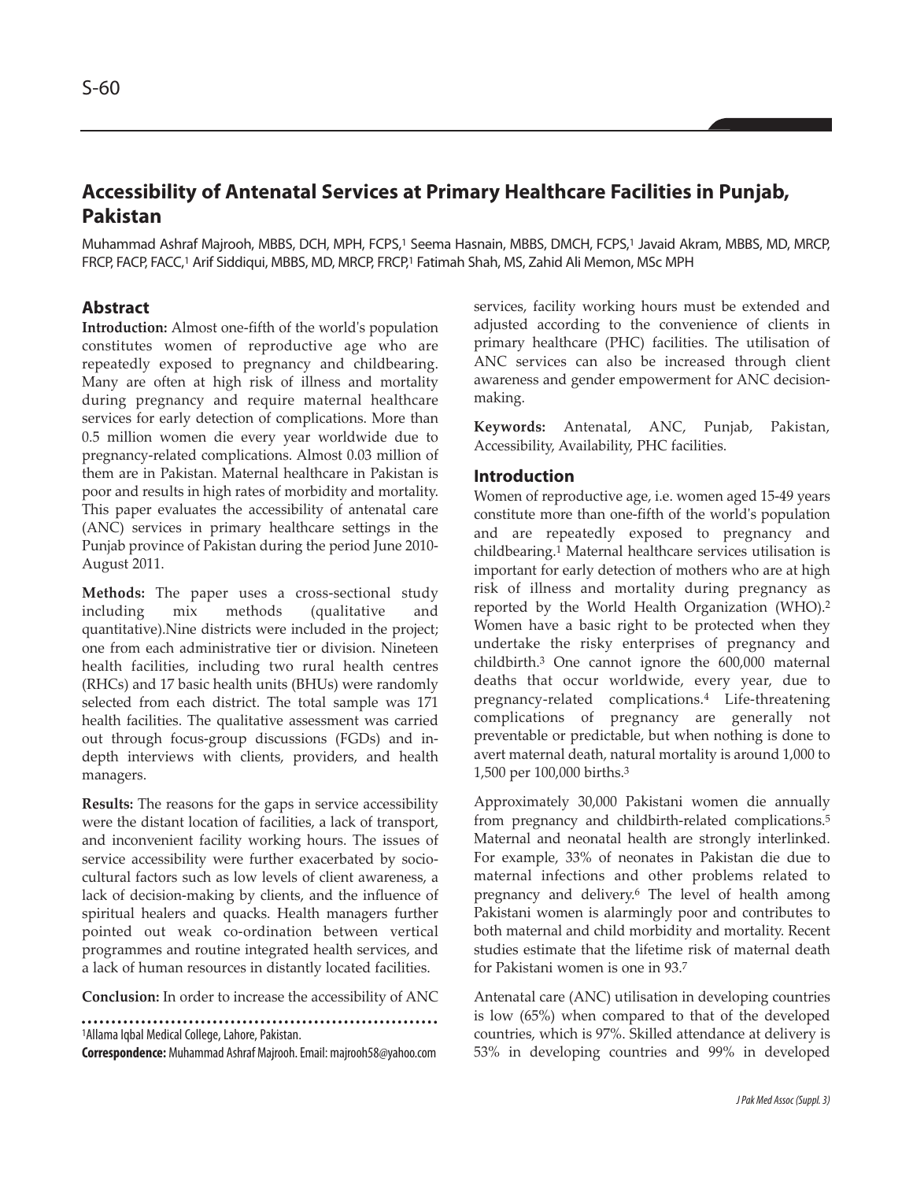# Accessibility of Antenatal Services at Primary Healthcare Facilities in Punjab, Pakistan

Muhammad Ashraf Majrooh, MBBS, DCH, MPH, FCPS,[1] Seema Hasnain, MBBS, DMCH, FCPS,[1] Javaid Akram, MBBS, MD, MRCP, FRCP, FACP, FACC,[1] Arif Siddiqui, MBBS, MD, MRCP, FRCP,[1] Fatimah Shah, MS, Zahid Ali Memon, MSc MPH

## Abstract

**Introduction:** Almost one-fifth of the world's population constitutes women of reproductive age who are repeatedly exposed to pregnancy and childbearing. Many are often at high risk of illness and mortality during pregnancy and require maternal healthcare services for early detection of complications. More than 0.5 million women die every year worldwide due to pregnancy-related complications. Almost 0.03 million of them are in Pakistan. Maternal healthcare in Pakistan is poor and results in high rates of morbidity and mortality. This paper evaluates the accessibility of antenatal care (ANC) services in primary healthcare settings in the Punjab province of Pakistan during the period June 2010-August 2011.

**Methods:** The paper uses a cross-sectional study including mix methods (qualitative and quantitative).Nine districts were included in the project; one from each administrative tier or division. Nineteen health facilities, including two rural health centres (RHCs) and 17 basic health units (BHUs) were randomly selected from each district. The total sample was 171 health facilities. The qualitative assessment was carried out through focus-group discussions (FGDs) and in-depth interviews with clients, providers, and health managers.

**Results:** The reasons for the gaps in service accessibility were the distant location of facilities, a lack of transport, and inconvenient facility working hours. The issues of service accessibility were further exacerbated by socio-cultural factors such as low levels of client awareness, a lack of decision-making by clients, and the influence of spiritual healers and quacks. Health managers further pointed out weak co-ordination between vertical programmes and routine integrated health services, and a lack of human resources in distantly located facilities.

**Conclusion:** In order to increase the accessibility of ANC services, facility working hours must be extended and adjusted according to the convenience of clients in primary healthcare (PHC) facilities. The utilisation of ANC services can also be increased through client awareness and gender empowerment for ANC decision-making.

**Keywords:** Antenatal, ANC, Punjab, Pakistan, Accessibility, Availability, PHC facilities.

[1]Allama Iqbal Medical College, Lahore, Pakistan.

**Correspondence:** Muhammad Ashraf Majrooh. Email: majrooh58@yahoo.com

## Introduction

Women of reproductive age, i.e. women aged 15-49 years constitute more than one-fifth of the world's population and are repeatedly exposed to pregnancy and childbearing.[1] Maternal healthcare services utilisation is important for early detection of mothers who are at high risk of illness and mortality during pregnancy as reported by the World Health Organization (WHO).[2] Women have a basic right to be protected when they undertake the risky enterprises of pregnancy and childbirth.[3] One cannot ignore the 600,000 maternal deaths that occur worldwide, every year, due to pregnancy-related complications.[4] Life-threatening complications of pregnancy are generally not preventable or predictable, but when nothing is done to avert maternal death, natural mortality is around 1,000 to 1,500 per 100,000 births.[3]

Approximately 30,000 Pakistani women die annually from pregnancy and childbirth-related complications.[5] Maternal and neonatal health are strongly interlinked. For example, 33% of neonates in Pakistan die due to maternal infections and other problems related to pregnancy and delivery.[6] The level of health among Pakistani women is alarmingly poor and contributes to both maternal and child morbidity and mortality. Recent studies estimate that the lifetime risk of maternal death for Pakistani women is one in 93.[7]

Antenatal care (ANC) utilisation in developing countries is low (65%) when compared to that of the developed countries, which is 97%. Skilled attendance at delivery is 53% in developing countries and 99% in developed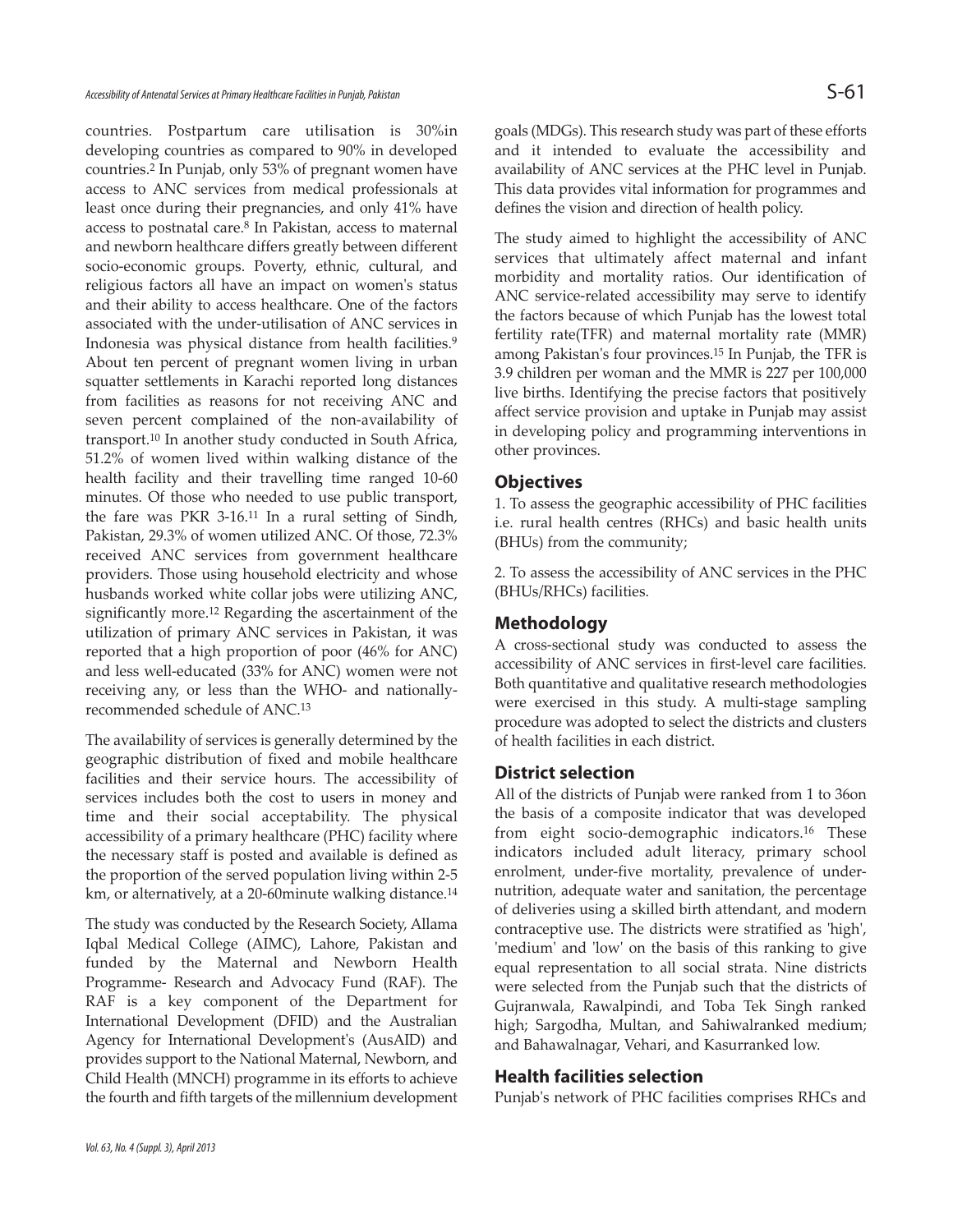countries. Postpartum care utilisation is 30%in developing countries as compared to 90% in developed countries.[2] In Punjab, only 53% of pregnant women have access to ANC services from medical professionals at least once during their pregnancies, and only 41% have access to postnatal care.[8] In Pakistan, access to maternal and newborn healthcare differs greatly between different socio-economic groups. Poverty, ethnic, cultural, and religious factors all have an impact on women's status and their ability to access healthcare. One of the factors associated with the under-utilisation of ANC services in Indonesia was physical distance from health facilities.[9] About ten percent of pregnant women living in urban squatter settlements in Karachi reported long distances from facilities as reasons for not receiving ANC and seven percent complained of the non-availability of transport.[10] In another study conducted in South Africa, 51.2% of women lived within walking distance of the health facility and their travelling time ranged 10-60 minutes. Of those who needed to use public transport, the fare was PKR 3-16.[11] In a rural setting of Sindh, Pakistan, 29.3% of women utilized ANC. Of those, 72.3% received ANC services from government healthcare providers. Those using household electricity and whose husbands worked white collar jobs were utilizing ANC, significantly more.[12] Regarding the ascertainment of the utilization of primary ANC services in Pakistan, it was reported that a high proportion of poor (46% for ANC) and less well-educated (33% for ANC) women were not receiving any, or less than the WHO- and nationally-recommended schedule of ANC.[13]

The availability of services is generally determined by the geographic distribution of fixed and mobile healthcare facilities and their service hours. The accessibility of services includes both the cost to users in money and time and their social acceptability. The physical accessibility of a primary healthcare (PHC) facility where the necessary staff is posted and available is defined as the proportion of the served population living within 2-5 km, or alternatively, at a 20-60minute walking distance.[14]

The study was conducted by the Research Society, Allama Iqbal Medical College (AIMC), Lahore, Pakistan and funded by the Maternal and Newborn Health Programme- Research and Advocacy Fund (RAF). The RAF is a key component of the Department for International Development (DFID) and the Australian Agency for International Development's (AusAID) and provides support to the National Maternal, Newborn, and Child Health (MNCH) programme in its efforts to achieve the fourth and fifth targets of the millennium development goals (MDGs). This research study was part of these efforts and it intended to evaluate the accessibility and availability of ANC services at the PHC level in Punjab. This data provides vital information for programmes and defines the vision and direction of health policy.

The study aimed to highlight the accessibility of ANC services that ultimately affect maternal and infant morbidity and mortality ratios. Our identification of ANC service-related accessibility may serve to identify the factors because of which Punjab has the lowest total fertility rate(TFR) and maternal mortality rate (MMR) among Pakistan's four provinces.[15] In Punjab, the TFR is 3.9 children per woman and the MMR is 227 per 100,000 live births. Identifying the precise factors that positively affect service provision and uptake in Punjab may assist in developing policy and programming interventions in other provinces.

## Objectives

1. To assess the geographic accessibility of PHC facilities i.e. rural health centres (RHCs) and basic health units (BHUs) from the community;

2. To assess the accessibility of ANC services in the PHC (BHUs/RHCs) facilities.

## Methodology

A cross-sectional study was conducted to assess the accessibility of ANC services in first-level care facilities. Both quantitative and qualitative research methodologies were exercised in this study. A multi-stage sampling procedure was adopted to select the districts and clusters of health facilities in each district.

## District selection

All of the districts of Punjab were ranked from 1 to 36on the basis of a composite indicator that was developed from eight socio-demographic indicators.[16] These indicators included adult literacy, primary school enrolment, under-five mortality, prevalence of under-nutrition, adequate water and sanitation, the percentage of deliveries using a skilled birth attendant, and modern contraceptive use. The districts were stratified as 'high', 'medium' and 'low' on the basis of this ranking to give equal representation to all social strata. Nine districts were selected from the Punjab such that the districts of Gujranwala, Rawalpindi, and Toba Tek Singh ranked high; Sargodha, Multan, and Sahiwalranked medium; and Bahawalnagar, Vehari, and Kasurranked low.

## Health facilities selection

Punjab's network of PHC facilities comprises RHCs and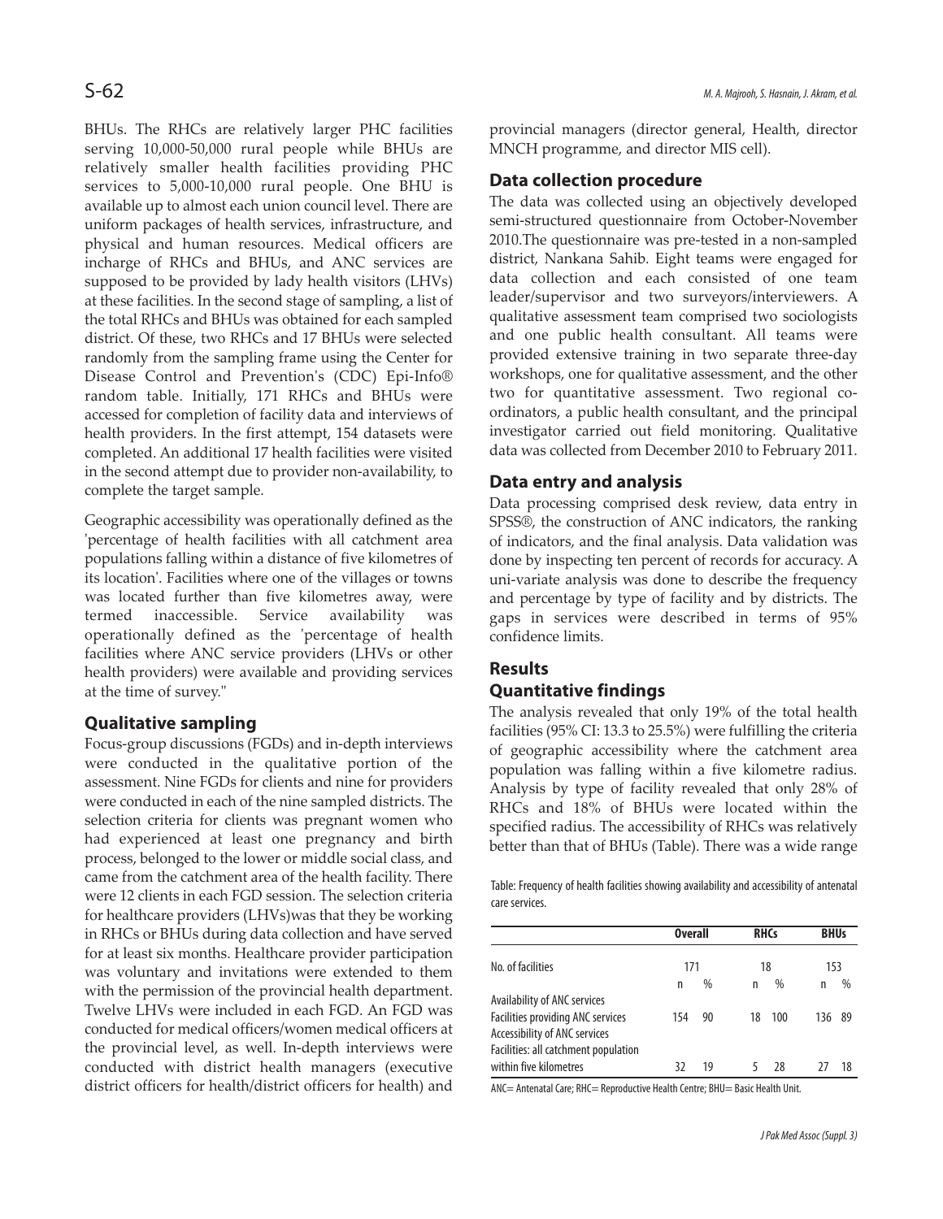BHUs. The RHCs are relatively larger PHC facilities serving 10,000-50,000 rural people while BHUs are relatively smaller health facilities providing PHC services to 5,000-10,000 rural people. One BHU is available up to almost each union council level. There are uniform packages of health services, infrastructure, and physical and human resources. Medical officers are incharge of RHCs and BHUs, and ANC services are supposed to be provided by lady health visitors (LHVs) at these facilities. In the second stage of sampling, a list of the total RHCs and BHUs was obtained for each sampled district. Of these, two RHCs and 17 BHUs were selected randomly from the sampling frame using the Center for Disease Control and Prevention's (CDC) Epi-Info® random table. Initially, 171 RHCs and BHUs were accessed for completion of facility data and interviews of health providers. In the first attempt, 154 datasets were completed. An additional 17 health facilities were visited in the second attempt due to provider non-availability, to complete the target sample.

Geographic accessibility was operationally defined as the 'percentage of health facilities with all catchment area populations falling within a distance of five kilometres of its location'. Facilities where one of the villages or towns was located further than five kilometres away, were termed inaccessible. Service availability was operationally defined as the 'percentage of health facilities where ANC service providers (LHVs or other health providers) were available and providing services at the time of survey."

## Qualitative sampling

Focus-group discussions (FGDs) and in-depth interviews were conducted in the qualitative portion of the assessment. Nine FGDs for clients and nine for providers were conducted in each of the nine sampled districts. The selection criteria for clients was pregnant women who had experienced at least one pregnancy and birth process, belonged to the lower or middle social class, and came from the catchment area of the health facility. There were 12 clients in each FGD session. The selection criteria for healthcare providers (LHVs)was that they be working in RHCs or BHUs during data collection and have served for at least six months. Healthcare provider participation was voluntary and invitations were extended to them with the permission of the provincial health department. Twelve LHVs were included in each FGD. An FGD was conducted for medical officers/women medical officers at the provincial level, as well. In-depth interviews were conducted with district health managers (executive district officers for health/district officers for health) and provincial managers (director general, Health, director MNCH programme, and director MIS cell).

## Data collection procedure

The data was collected using an objectively developed semi-structured questionnaire from October-November 2010.The questionnaire was pre-tested in a non-sampled district, Nankana Sahib. Eight teams were engaged for data collection and each consisted of one team leader/supervisor and two surveyors/interviewers. A qualitative assessment team comprised two sociologists and one public health consultant. All teams were provided extensive training in two separate three-day workshops, one for qualitative assessment, and the other two for quantitative assessment. Two regional co-ordinators, a public health consultant, and the principal investigator carried out field monitoring. Qualitative data was collected from December 2010 to February 2011.

## Data entry and analysis

Data processing comprised desk review, data entry in SPSS®, the construction of ANC indicators, the ranking of indicators, and the final analysis. Data validation was done by inspecting ten percent of records for accuracy. A uni-variate analysis was done to describe the frequency and percentage by type of facility and by districts. The gaps in services were described in terms of 95% confidence limits.

# Results

## Quantitative findings

The analysis revealed that only 19% of the total health facilities (95% CI: 13.3 to 25.5%) were fulfilling the criteria of geographic accessibility where the catchment area population was falling within a five kilometre radius. Analysis by type of facility revealed that only 28% of RHCs and 18% of BHUs were located within the specified radius. The accessibility of RHCs was relatively better than that of BHUs (Table). There was a wide range

Table: Frequency of health facilities showing availability and accessibility of antenatal care services.

| | Overall | | RHCs | | BHUs | |
|---|---|---|---|---|---|---|
| No. of facilities | 171 | | 18 | | 153 | |
| | n | % | n | % | n | % |
| Availability of ANC services | | | | | | |
| Facilities providing ANC services | 154 | 90 | 18 | 100 | 136 | 89 |
| Accessibility of ANC services | | | | | | |
| Facilities: all catchment population within five kilometres | 32 | 19 | 5 | 28 | 27 | 18 |

ANC= Antenatal Care; RHC= Reproductive Health Centre; BHU= Basic Health Unit.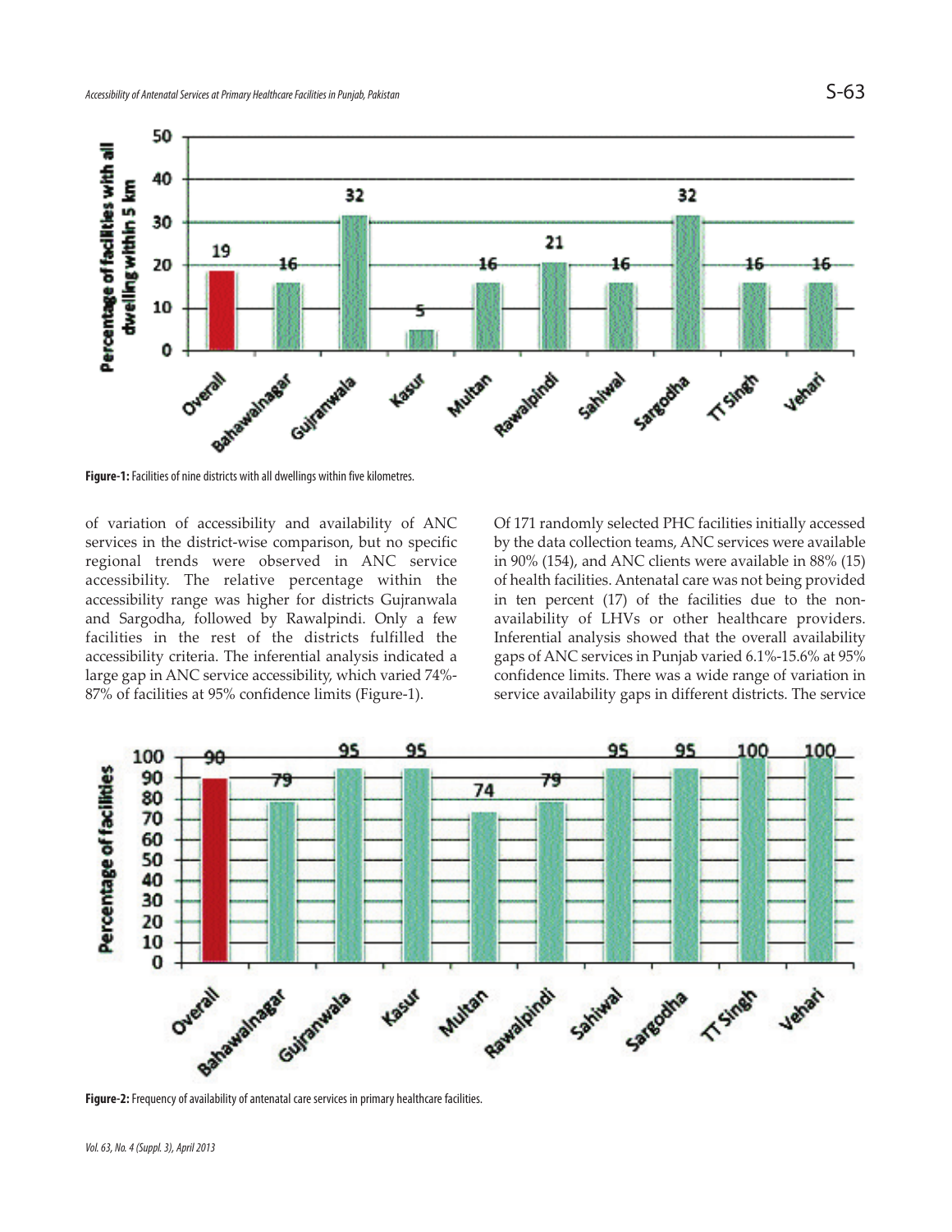Figure-1: Facilities of nine districts with all dwellings within five kilometres.

of variation of accessibility and availability of ANC services in the district-wise comparison, but no specific regional trends were observed in ANC service accessibility. The relative percentage within the accessibility range was higher for districts Gujranwala and Sargodha, followed by Rawalpindi. Only a few facilities in the rest of the districts fulfilled the accessibility criteria. The inferential analysis indicated a large gap in ANC service accessibility, which varied 74%-87% of facilities at 95% confidence limits (Figure-1).

Of 171 randomly selected PHC facilities initially accessed by the data collection teams, ANC services were available in 90% (154), and ANC clients were available in 88% (15) of health facilities. Antenatal care was not being provided in ten percent (17) of the facilities due to the non-availability of LHVs or other healthcare providers. Inferential analysis showed that the overall availability gaps of ANC services in Punjab varied 6.1%-15.6% at 95% confidence limits. There was a wide range of variation in service availability gaps in different districts. The service

Figure-2: Frequency of availability of antenatal care services in primary healthcare facilities.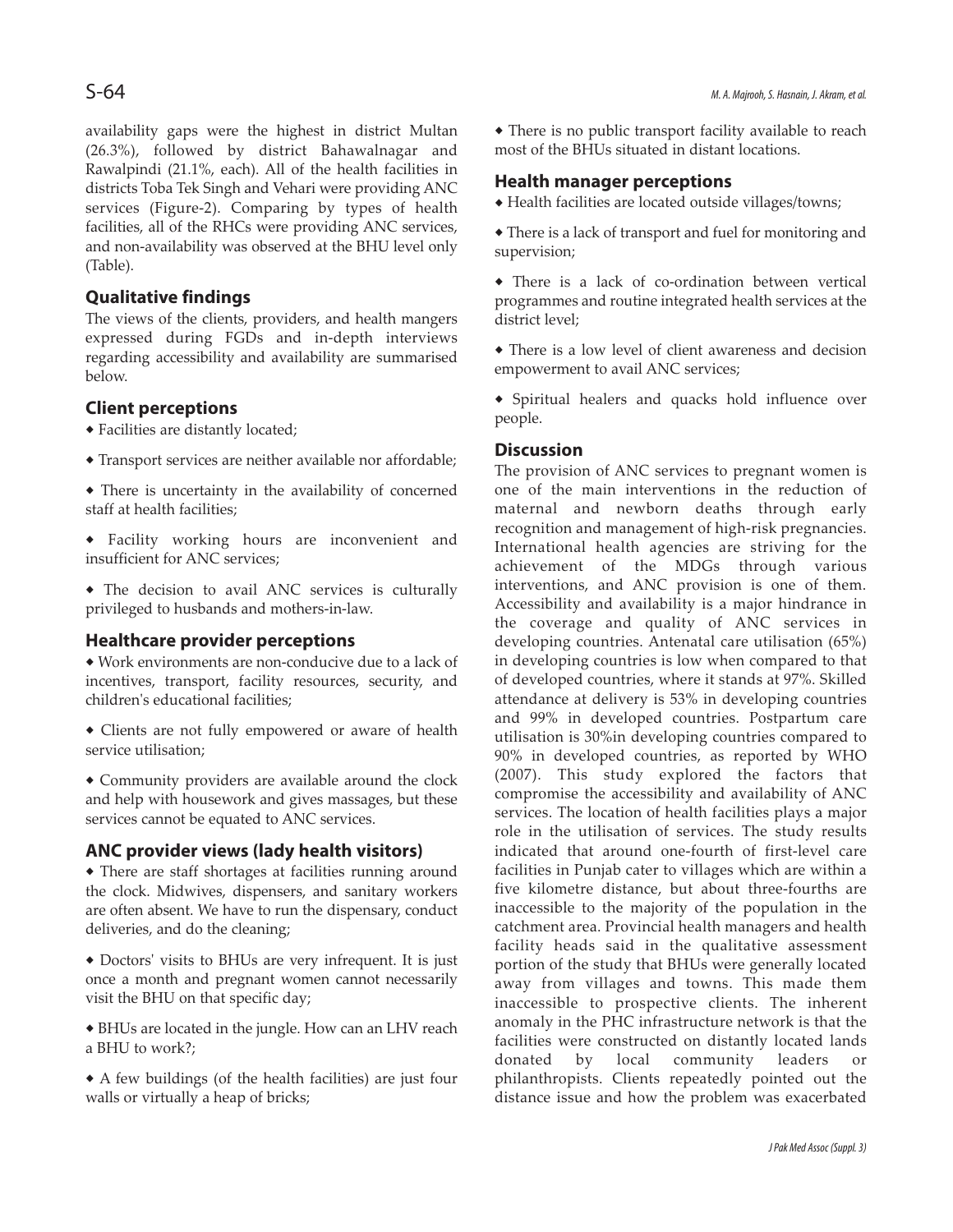availability gaps were the highest in district Multan (26.3%), followed by district Bahawalnagar and Rawalpindi (21.1%, each). All of the health facilities in districts Toba Tek Singh and Vehari were providing ANC services (Figure-2). Comparing by types of health facilities, all of the RHCs were providing ANC services, and non-availability was observed at the BHU level only (Table).

## Qualitative findings

The views of the clients, providers, and health mangers expressed during FGDs and in-depth interviews regarding accessibility and availability are summarised below.

## Client perceptions

- Facilities are distantly located;
- Transport services are neither available nor affordable;
- There is uncertainty in the availability of concerned staff at health facilities;
- Facility working hours are inconvenient and insufficient for ANC services;
- The decision to avail ANC services is culturally privileged to husbands and mothers-in-law.

## Healthcare provider perceptions

- Work environments are non-conducive due to a lack of incentives, transport, facility resources, security, and children's educational facilities;
- Clients are not fully empowered or aware of health service utilisation;
- Community providers are available around the clock and help with housework and gives massages, but these services cannot be equated to ANC services.

## ANC provider views (lady health visitors)

- There are staff shortages at facilities running around the clock. Midwives, dispensers, and sanitary workers are often absent. We have to run the dispensary, conduct deliveries, and do the cleaning;
- Doctors' visits to BHUs are very infrequent. It is just once a month and pregnant women cannot necessarily visit the BHU on that specific day;
- BHUs are located in the jungle. How can an LHV reach a BHU to work?;
- A few buildings (of the health facilities) are just four walls or virtually a heap of bricks;
- There is no public transport facility available to reach most of the BHUs situated in distant locations.

## Health manager perceptions

- Health facilities are located outside villages/towns;
- There is a lack of transport and fuel for monitoring and supervision;
- There is a lack of co-ordination between vertical programmes and routine integrated health services at the district level;
- There is a low level of client awareness and decision empowerment to avail ANC services;
- Spiritual healers and quacks hold influence over people.

## Discussion

The provision of ANC services to pregnant women is one of the main interventions in the reduction of maternal and newborn deaths through early recognition and management of high-risk pregnancies. International health agencies are striving for the achievement of the MDGs through various interventions, and ANC provision is one of them. Accessibility and availability is a major hindrance in the coverage and quality of ANC services in developing countries. Antenatal care utilisation (65%) in developing countries is low when compared to that of developed countries, where it stands at 97%. Skilled attendance at delivery is 53% in developing countries and 99% in developed countries. Postpartum care utilisation is 30%in developing countries compared to 90% in developed countries, as reported by WHO (2007). This study explored the factors that compromise the accessibility and availability of ANC services. The location of health facilities plays a major role in the utilisation of services. The study results indicated that around one-fourth of first-level care facilities in Punjab cater to villages which are within a five kilometre distance, but about three-fourths are inaccessible to the majority of the population in the catchment area. Provincial health managers and health facility heads said in the qualitative assessment portion of the study that BHUs were generally located away from villages and towns. This made them inaccessible to prospective clients. The inherent anomaly in the PHC infrastructure network is that the facilities were constructed on distantly located lands donated by local community leaders or philanthropists. Clients repeatedly pointed out the distance issue and how the problem was exacerbated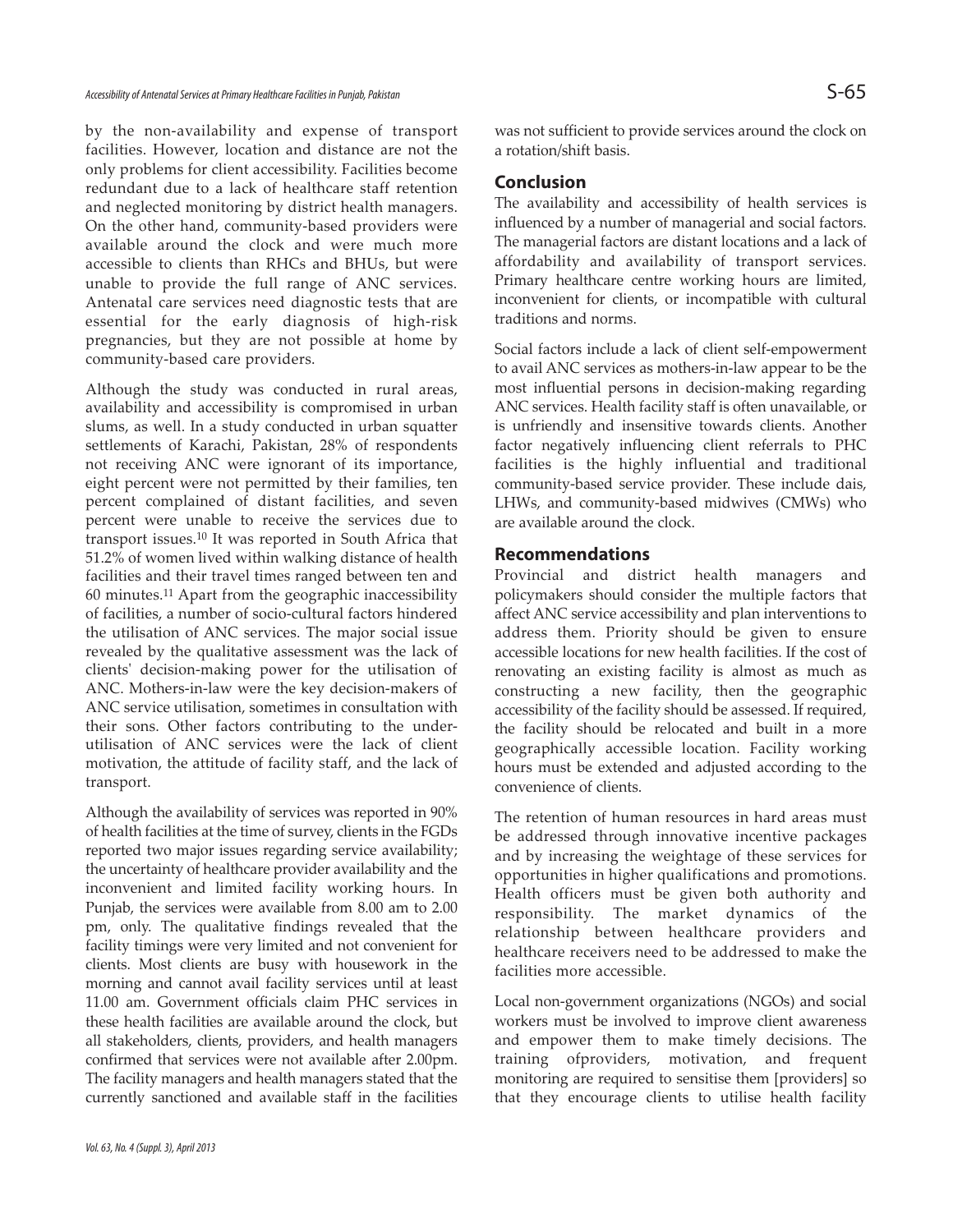by the non-availability and expense of transport facilities. However, location and distance are not the only problems for client accessibility. Facilities become redundant due to a lack of healthcare staff retention and neglected monitoring by district health managers. On the other hand, community-based providers were available around the clock and were much more accessible to clients than RHCs and BHUs, but were unable to provide the full range of ANC services. Antenatal care services need diagnostic tests that are essential for the early diagnosis of high-risk pregnancies, but they are not possible at home by community-based care providers.

Although the study was conducted in rural areas, availability and accessibility is compromised in urban slums, as well. In a study conducted in urban squatter settlements of Karachi, Pakistan, 28% of respondents not receiving ANC were ignorant of its importance, eight percent were not permitted by their families, ten percent complained of distant facilities, and seven percent were unable to receive the services due to transport issues.[10] It was reported in South Africa that 51.2% of women lived within walking distance of health facilities and their travel times ranged between ten and 60 minutes.[11] Apart from the geographic inaccessibility of facilities, a number of socio-cultural factors hindered the utilisation of ANC services. The major social issue revealed by the qualitative assessment was the lack of clients' decision-making power for the utilisation of ANC. Mothers-in-law were the key decision-makers of ANC service utilisation, sometimes in consultation with their sons. Other factors contributing to the under-utilisation of ANC services were the lack of client motivation, the attitude of facility staff, and the lack of transport.

Although the availability of services was reported in 90% of health facilities at the time of survey, clients in the FGDs reported two major issues regarding service availability; the uncertainty of healthcare provider availability and the inconvenient and limited facility working hours. In Punjab, the services were available from 8.00 am to 2.00 pm, only. The qualitative findings revealed that the facility timings were very limited and not convenient for clients. Most clients are busy with housework in the morning and cannot avail facility services until at least 11.00 am. Government officials claim PHC services in these health facilities are available around the clock, but all stakeholders, clients, providers, and health managers confirmed that services were not available after 2.00pm. The facility managers and health managers stated that the currently sanctioned and available staff in the facilities was not sufficient to provide services around the clock on a rotation/shift basis.

## Conclusion

The availability and accessibility of health services is influenced by a number of managerial and social factors. The managerial factors are distant locations and a lack of affordability and availability of transport services. Primary healthcare centre working hours are limited, inconvenient for clients, or incompatible with cultural traditions and norms.

Social factors include a lack of client self-empowerment to avail ANC services as mothers-in-law appear to be the most influential persons in decision-making regarding ANC services. Health facility staff is often unavailable, or is unfriendly and insensitive towards clients. Another factor negatively influencing client referrals to PHC facilities is the highly influential and traditional community-based service provider. These include dais, LHWs, and community-based midwives (CMWs) who are available around the clock.

## Recommendations

Provincial and district health managers and policymakers should consider the multiple factors that affect ANC service accessibility and plan interventions to address them. Priority should be given to ensure accessible locations for new health facilities. If the cost of renovating an existing facility is almost as much as constructing a new facility, then the geographic accessibility of the facility should be assessed. If required, the facility should be relocated and built in a more geographically accessible location. Facility working hours must be extended and adjusted according to the convenience of clients.

The retention of human resources in hard areas must be addressed through innovative incentive packages and by increasing the weightage of these services for opportunities in higher qualifications and promotions. Health officers must be given both authority and responsibility. The market dynamics of the relationship between healthcare providers and healthcare receivers need to be addressed to make the facilities more accessible.

Local non-government organizations (NGOs) and social workers must be involved to improve client awareness and empower them to make timely decisions. The training ofproviders, motivation, and frequent monitoring are required to sensitise them [providers] so that they encourage clients to utilise health facility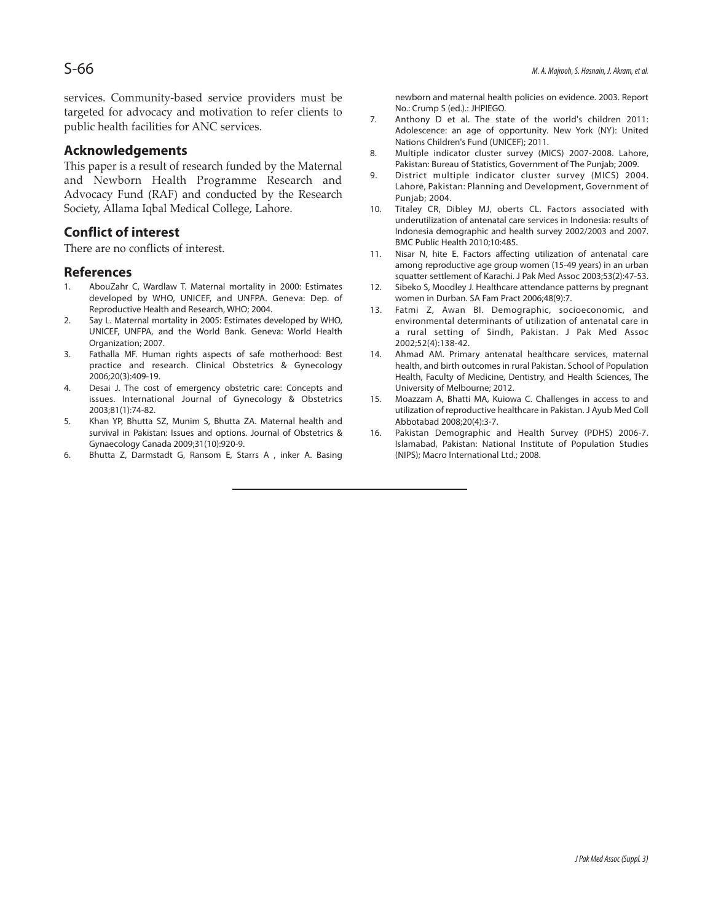services. Community-based service providers must be targeted for advocacy and motivation to refer clients to public health facilities for ANC services.

## Acknowledgements

This paper is a result of research funded by the Maternal and Newborn Health Programme Research and Advocacy Fund (RAF) and conducted by the Research Society, Allama Iqbal Medical College, Lahore.

## Conflict of interest

There are no conflicts of interest.

## References

1. AbouZahr C, Wardlaw T. Maternal mortality in 2000: Estimates developed by WHO, UNICEF, and UNFPA. Geneva: Dep. of Reproductive Health and Research, WHO; 2004.
2. Say L. Maternal mortality in 2005: Estimates developed by WHO, UNICEF, UNFPA, and the World Bank. Geneva: World Health Organization; 2007.
3. Fathalla MF. Human rights aspects of safe motherhood: Best practice and research. Clinical Obstetrics & Gynecology 2006;20(3):409-19.
4. Desai J. The cost of emergency obstetric care: Concepts and issues. International Journal of Gynecology & Obstetrics 2003;81(1):74-82.
5. Khan YP, Bhutta SZ, Munim S, Bhutta ZA. Maternal health and survival in Pakistan: Issues and options. Journal of Obstetrics & Gynaecology Canada 2009;31(10):920-9.
6. Bhutta Z, Darmstadt G, Ransom E, Starrs A , inker A. Basing newborn and maternal health policies on evidence. 2003. Report No.: Crump S (ed.).: JHPIEGO.
7. Anthony D et al. The state of the world's children 2011: Adolescence: an age of opportunity. New York (NY): United Nations Children's Fund (UNICEF); 2011.
8. Multiple indicator cluster survey (MICS) 2007-2008. Lahore, Pakistan: Bureau of Statistics, Government of The Punjab; 2009.
9. District multiple indicator cluster survey (MICS) 2004. Lahore, Pakistan: Planning and Development, Government of Punjab; 2004.
10. Titaley CR, Dibley MJ, oberts CL. Factors associated with underutilization of antenatal care services in Indonesia: results of Indonesia demographic and health survey 2002/2003 and 2007. BMC Public Health 2010;10:485.
11. Nisar N, hite E. Factors affecting utilization of antenatal care among reproductive age group women (15-49 years) in an urban squatter settlement of Karachi. J Pak Med Assoc 2003;53(2):47-53.
12. Sibeko S, Moodley J. Healthcare attendance patterns by pregnant women in Durban. SA Fam Pract 2006;48(9):7.
13. Fatmi Z, Awan BI. Demographic, socioeconomic, and environmental determinants of utilization of antenatal care in a rural setting of Sindh, Pakistan. J Pak Med Assoc 2002;52(4):138-42.
14. Ahmad AM. Primary antenatal healthcare services, maternal health, and birth outcomes in rural Pakistan. School of Population Health, Faculty of Medicine, Dentistry, and Health Sciences, The University of Melbourne; 2012.
15. Moazzam A, Bhatti MA, Kuiowa C. Challenges in access to and utilization of reproductive healthcare in Pakistan. J Ayub Med Coll Abbotabad 2008;20(4):3-7.
16. Pakistan Demographic and Health Survey (PDHS) 2006-7. Islamabad, Pakistan: National Institute of Population Studies (NIPS); Macro International Ltd.; 2008.